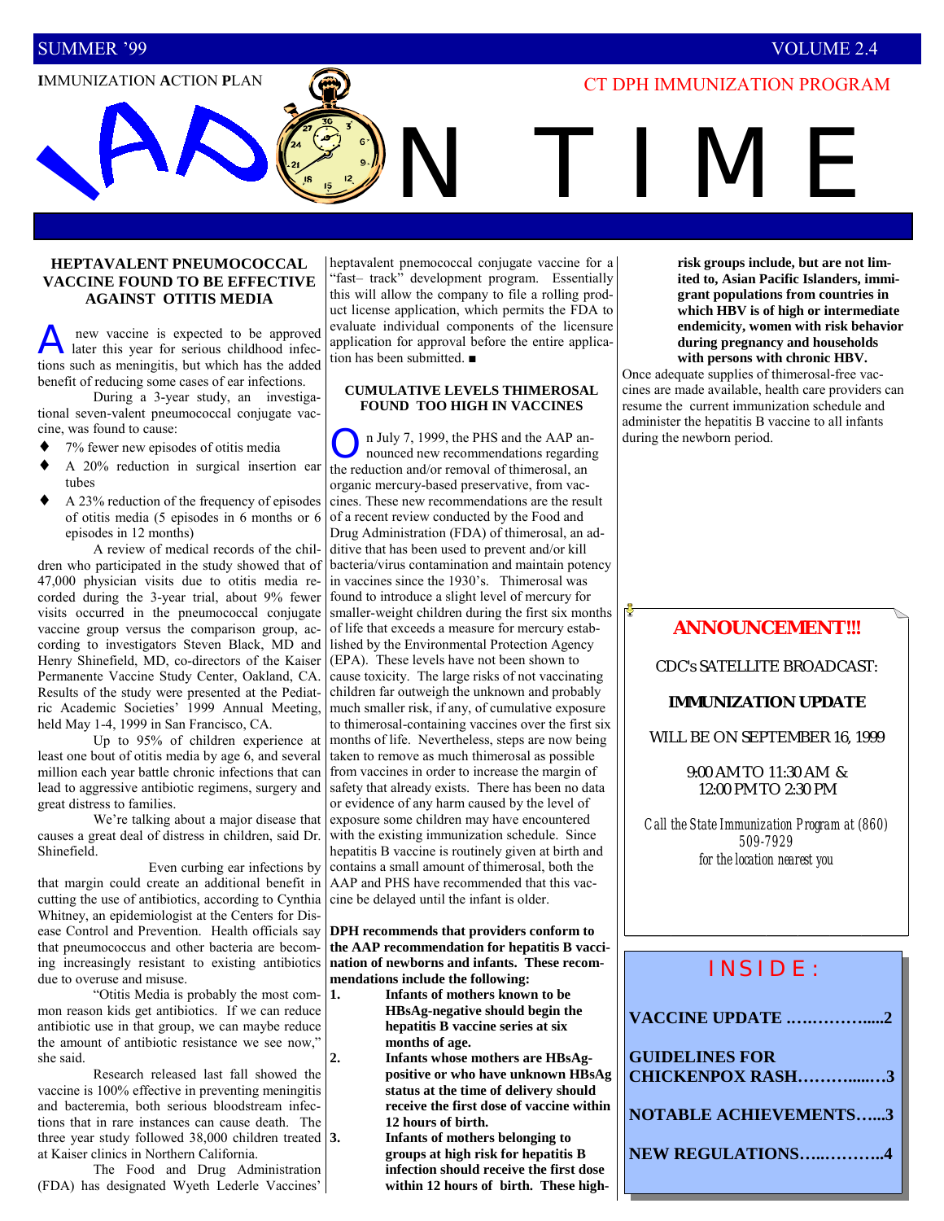SUMMER '99 VOLUME 2.4

**I**MMUNIZATION **A**CTION **P**LAN

CT DPH IMMUNIZATION PROGRAM

# IAP ON TIME

## HEPTAVALENT PNEUMOCOCCAL VACCINE FOUND TO BE EFFECTIVE AGAINST OTITIS MEDIA

A new vaccine is expected to be approved later this year for serious childhood infections such as meningitis, but which has the added benefit of reducing some cases of ear infections.

During a 3-year study, an investigational seven-valent pneumococcal conjugate vaccine, was found to cause:

- 7% fewer new episodes of otitis media
- A 20% reduction in surgical insertion ear tubes
- A 23% reduction of the frequency of episodes of otitis media (5 episodes in 6 months or 6 episodes in 12 months)

A review of medical records of the children who participated in the study showed that of 47,000 physician visits due to otitis media recorded during the 3-year trial, about 9% fewer visits occurred in the pneumococcal conjugate vaccine group versus the comparison group, according to investigators Steven Black, MD and Henry Shinefield, MD, co-directors of the Kaiser Permanente Vaccine Study Center, Oakland, CA. Results of the study were presented at the Pediatric Academic Societies' 1999 Annual Meeting, held May 1-4, 1999 in San Francisco, CA.

Up to 95% of children experience at least one bout of otitis media by age 6, and several million each year battle chronic infections that can lead to aggressive antibiotic regimens, surgery and great distress to families.

We're talking about a major disease that causes a great deal of distress in children, said Dr. Shinefield.

Even curbing ear infections by that margin could create an additional benefit in cutting the use of antibiotics, according to Cynthia Whitney, an epidemiologist at the Centers for Disease Control and Prevention. Health officials say that pneumococcus and other bacteria are becoming increasingly resistant to existing antibiotics due to overuse and misuse.

"Otitis Media is probably the most common reason kids get antibiotics. If we can reduce antibiotic use in that group, we can maybe reduce the amount of antibiotic resistance we see now," she said.

Research released last fall showed the vaccine is 100% effective in preventing meningitis and bacteremia, both serious bloodstream infections that in rare instances can cause death. The three year study followed 38,000 children treated at Kaiser clinics in Northern California.

The Food and Drug Administration (FDA) has designated Wyeth Lederle Vaccines' heptavalent pnemococcal conjugate vaccine for a "fast– track" development program. Essentially this will allow the company to file a rolling product license application, which permits the FDA to evaluate individual components of the licensure application for approval before the entire application has been submitted. ■

## CUMULATIVE LEVELS THIMEROSAL FOUND TOO HIGH IN VACCINES

On July 7, 1999, the PHS and the AAP announced new recommendations regarding the reduction and/or removal of thimerosal, an organic mercury-based preservative, from vaccines. These new recommendations are the result of a recent review conducted by the Food and Drug Administration (FDA) of thimerosal, an additive that has been used to prevent and/or kill bacteria/virus contamination and maintain potency in vaccines since the 1930's. Thimerosal was found to introduce a slight level of mercury for smaller-weight children during the first six months of life that exceeds a measure for mercury established by the Environmental Protection Agency (EPA). These levels have not been shown to cause toxicity. The large risks of not vaccinating children far outweigh the unknown and probably much smaller risk, if any, of cumulative exposure to thimerosal-containing vaccines over the first six months of life. Nevertheless, steps are now being taken to remove as much thimerosal as possible from vaccines in order to increase the margin of safety that already exists. There has been no data or evidence of any harm caused by the level of exposure some children may have encountered with the existing immunization schedule. Since hepatitis B vaccine is routinely given at birth and contains a small amount of thimerosal, both the AAP and PHS have recommended that this vaccine be delayed until the infant is older.

**DPH recommends that providers conform to the AAP recommendation for hepatitis B vaccination of newborns and infants. These recommendations include the following:**

1. **Infants of mothers known to be HBsAg-negative should begin the hepatitis B vaccine series at six months of age.**
2. **Infants whose mothers are HBsAg-positive or who have unknown HBsAg status at the time of delivery should receive the first dose of vaccine within 12 hours of birth.**
3. **Infants of mothers belonging to groups at high risk for hepatitis B infection should receive the first dose within 12 hours of birth. These high-risk groups include, but are not limited to, Asian Pacific Islanders, immigrant populations from countries in which HBV is of high or intermediate endemicity, women with risk behavior during pregnancy and households with persons with chronic HBV.**

Once adequate supplies of thimerosal-free vaccines are made available, health care providers can resume the current immunization schedule and administer the hepatitis B vaccine to all infants during the newborn period.

**ANNOUNCEMENT!!!**

CDC's SATELLITE BROADCAST:

**IMMUNIZATION UPDATE**

WILL BE ON SEPTEMBER 16, 1999

9:00 AM TO 11:30 AM & 12:00 PM TO 2:30 PM

*Call the State Immunization Program at (860) 509-7929 for the location nearest you*

**INSIDE:**

**VACCINE UPDATE ……………....2**

**GUIDELINES FOR CHICKENPOX RASH………....…3**

**NOTABLE ACHIEVEMENTS…...3**

**NEW REGULATIONS…..………..4**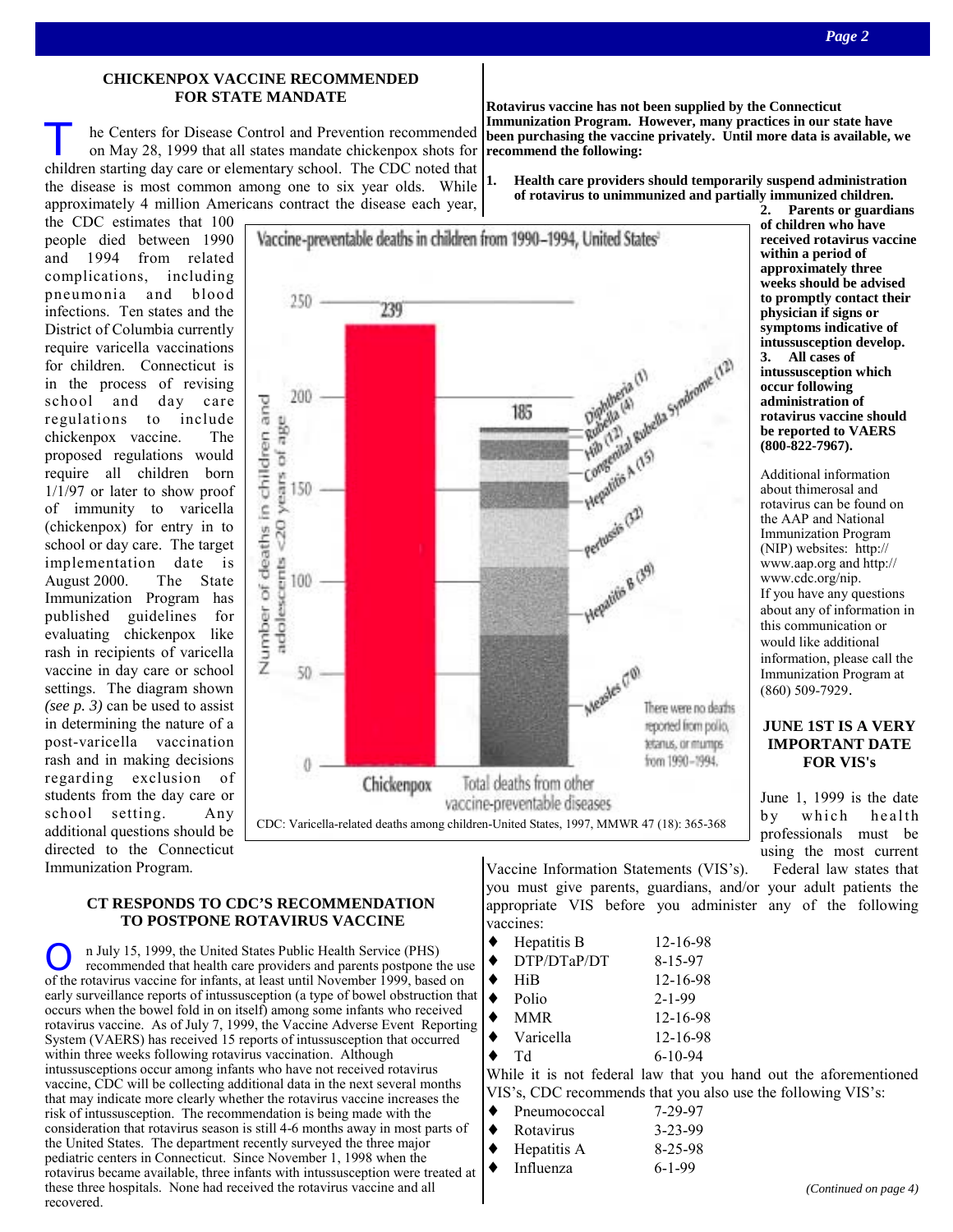## CHICKENPOX VACCINE RECOMMENDED FOR STATE MANDATE

The Centers for Disease Control and Prevention recommended on May 28, 1999 that all states mandate chickenpox shots for children starting day care or elementary school. The CDC noted that the disease is most common among one to six year olds. While approximately 4 million Americans contract the disease each year, the CDC estimates that 100 people died between 1990 and 1994 from related complications, including pneumonia and blood infections. Ten states and the District of Columbia currently require varicella vaccinations for children. Connecticut is in the process of revising school and day care regulations to include chickenpox vaccine. The proposed regulations would require all children born 1/1/97 or later to show proof of immunity to varicella (chickenpox) for entry in to school or day care. The target implementation date is August 2000. The State Immunization Program has published guidelines for evaluating chickenpox like rash in recipients of varicella vaccine in day care or school settings. The diagram shown *(see p. 3)* can be used to assist in determining the nature of a post-varicella vaccination rash and in making decisions regarding exclusion of students from the day care or school setting. Any additional questions should be directed to the Connecticut Immunization Program.

**Vaccine-preventable deaths in children from 1990–1994, United States**

| | Number of deaths in children and adolescents <20 years of age |
|---|---|
| Chickenpox | 239 |
| Total deaths from other vaccine-preventable diseases | 185 |

Total deaths from other vaccine-preventable diseases: Diphtheria (1), Rubella (4), Hib (12), Congenital Rubella Syndrome (12), Hepatitis A (15), Pertussis (32), Hepatitis B (39), Measles (70)

There were no deaths reported from polio, tetanus, or mumps from 1990–1994.

CDC: Varicella-related deaths among children-United States, 1997, MMWR 47 (18): 365-368

## CT RESPONDS TO CDC'S RECOMMENDATION TO POSTPONE ROTAVIRUS VACCINE

On July 15, 1999, the United States Public Health Service (PHS) recommended that health care providers and parents postpone the use of the rotavirus vaccine for infants, at least until November 1999, based on early surveillance reports of intussusception (a type of bowel obstruction that occurs when the bowel fold in on itself) among some infants who received rotavirus vaccine. As of July 7, 1999, the Vaccine Adverse Event Reporting System (VAERS) has received 15 reports of intussusception that occurred within three weeks following rotavirus vaccination. Although intussusceptions occur among infants who have not received rotavirus vaccine, CDC will be collecting additional data in the next several months that may indicate more clearly whether the rotavirus vaccine increases the risk of intussusception. The recommendation is being made with the consideration that rotavirus season is still 4-6 months away in most parts of the United States. The department recently surveyed the three major pediatric centers in Connecticut. Since November 1, 1998 when the rotavirus became available, three infants with intussusception were treated at these three hospitals. None had received the rotavirus vaccine and all recovered.

**Rotavirus vaccine has not been supplied by the Connecticut Immunization Program. However, many practices in our state have been purchasing the vaccine privately. Until more data is available, we recommend the following:**

1. **Health care providers should temporarily suspend administration of rotavirus to unimmunized and partially immunized children.**
2. **Parents or guardians of children who have received rotavirus vaccine within a period of approximately three weeks should be advised to promptly contact their physician if signs or symptoms indicative of intussusception develop.**
3. **All cases of intussusception which occur following administration of rotavirus vaccine should be reported to VAERS (800-822-7967).**

Additional information about thimerosal and rotavirus can be found on the AAP and National Immunization Program (NIP) websites: http://www.aap.org and http://www.cdc.org/nip.
If you have any questions about any of information in this communication or would like additional information, please call the Immunization Program at (860) 509-7929.

## JUNE 1ST IS A VERY IMPORTANT DATE FOR VIS's

June 1, 1999 is the date by which health professionals must be using the most current Vaccine Information Statements (VIS's). Federal law states that you must give parents, guardians, and/or your adult patients the appropriate VIS before you administer any of the following vaccines:

- Hepatitis B 12-16-98
- DTP/DTaP/DT 8-15-97
- HiB 12-16-98
- Polio 2-1-99
- MMR 12-16-98
- Varicella 12-16-98
- Td 6-10-94

While it is not federal law that you hand out the aforementioned VIS's, CDC recommends that you also use the following VIS's:

- Pneumococcal 7-29-97
- Rotavirus 3-23-99
- Hepatitis A 8-25-98
- Influenza 6-1-99

*(Continued on page 4)*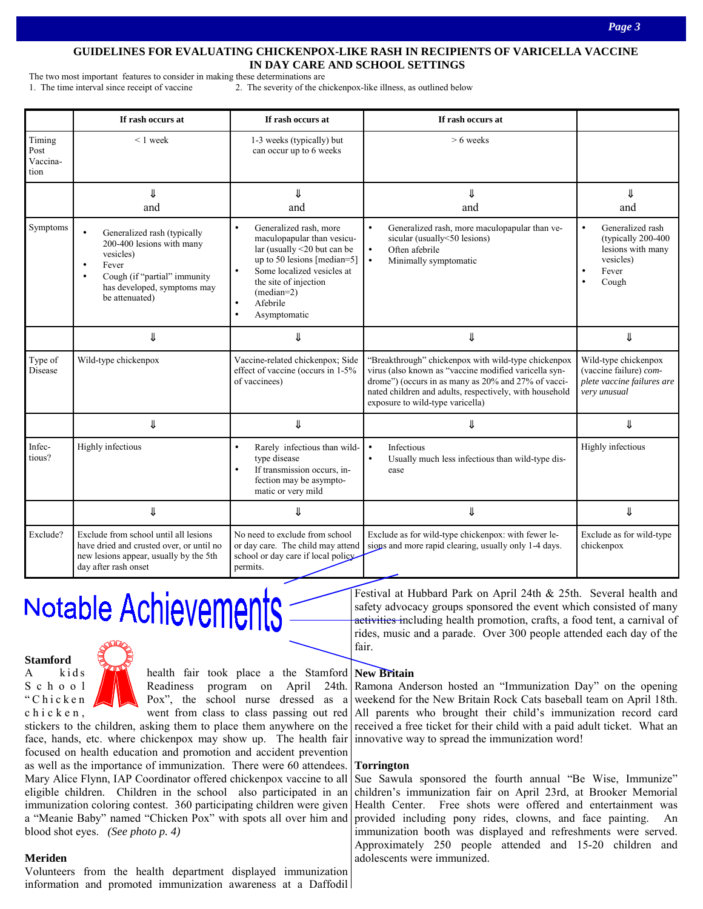## GUIDELINES FOR EVALUATING CHICKENPOX-LIKE RASH IN RECIPIENTS OF VARICELLA VACCINE IN DAY CARE AND SCHOOL SETTINGS

The two most important features to consider in making these determinations are
1. The time interval since receipt of vaccine
2. The severity of the chickenpox-like illness, as outlined below

| | If rash occurs at | If rash occurs at | If rash occurs at | |
|---|---|---|---|---|
| Timing Post Vaccination | < 1 week | 1-3 weeks (typically) but can occur up to 6 weeks | > 6 weeks | |
| | ⇓ and | ⇓ and | ⇓ and | ⇓ and |
| Symptoms | • Generalized rash (typically 200-400 lesions with many vesicles)<br>• Fever<br>• Cough (if "partial" immunity has developed, symptoms may be attenuated) | • Generalized rash, more maculopapular than vesicular (usually <20 but can be up to 50 lesions [median=5]<br>• Some localized vesicles at the site of injection (median=2)<br>• Afebrile<br>• Asymptomatic | • Generalized rash, more maculopapular than vesicular (usually<50 lesions)<br>• Often afebrile<br>• Minimally symptomatic | • Generalized rash (typically 200-400 lesions with many vesicles)<br>• Fever<br>• Cough |
| | ⇓ | ⇓ | ⇓ | ⇓ |
| Type of Disease | Wild-type chickenpox | Vaccine-related chickenpox; Side effect of vaccine (occurs in 1-5% of vaccinees) | "Breakthrough" chickenpox with wild-type chickenpox virus (also known as "vaccine modified varicella syndrome") (occurs in as many as 20% and 27% of vaccinated children and adults, respectively, with household exposure to wild-type varicella) | Wild-type chickenpox (vaccine failure) *complete vaccine failures are very unusual* |
| | ⇓ | ⇓ | ⇓ | ⇓ |
| Infectious? | Highly infectious | • Rarely infectious than wild-type disease<br>• If transmission occurs, infection may be asymptomatic or very mild | • Infectious<br>• Usually much less infectious than wild-type disease | Highly infectious |
| | ⇓ | ⇓ | ⇓ | ⇓ |
| Exclude? | Exclude from school until all lesions have dried and crusted over, or until no new lesions appear, usually by the 5th day after rash onset | No need to exclude from school or day care. The child may attend school or day care if local policy permits. | Exclude as for wild-type chickenpox: with fewer lesions and more rapid clearing, usually only 1-4 days. | Exclude as for wild-type chickenpox |

# Notable Achievements

**Stamford**
A kids health fair took place a the Stamford School Readiness program on April 24th. "Chicken Pox", the school nurse dressed as a chicken, went from class to class passing out red stickers to the children, asking them to place them anywhere on the face, hands, etc. where chickenpox may show up. The health fair focused on health education and promotion and accident prevention as well as the importance of immunization. There were 60 attendees. Mary Alice Flynn, IAP Coordinator offered chickenpox vaccine to all eligible children. Children in the school also participated in an immunization coloring contest. 360 participating children were given a "Meanie Baby" named "Chicken Pox" with spots all over him and blood shot eyes. *(See photo p. 4)*

**Meriden**
Volunteers from the health department displayed immunization information and promoted immunization awareness at a Daffodil Festival at Hubbard Park on April 24th & 25th. Several health and safety advocacy groups sponsored the event which consisted of many activities including health promotion, crafts, a food tent, a carnival of rides, music and a parade. Over 300 people attended each day of the fair.

**New Britain**
Ramona Anderson hosted an "Immunization Day" on the opening weekend for the New Britain Rock Cats baseball team on April 18th. All parents who brought their child's immunization record card received a free ticket for their child with a paid adult ticket. What an innovative way to spread the immunization word!

**Torrington**
Sue Sawula sponsored the fourth annual "Be Wise, Immunize" children's immunization fair on April 23rd, at Brooker Memorial Health Center. Free shots were offered and entertainment was provided including pony rides, clowns, and face painting. An immunization booth was displayed and refreshments were served. Approximately 250 people attended and 15-20 children and adolescents were immunized.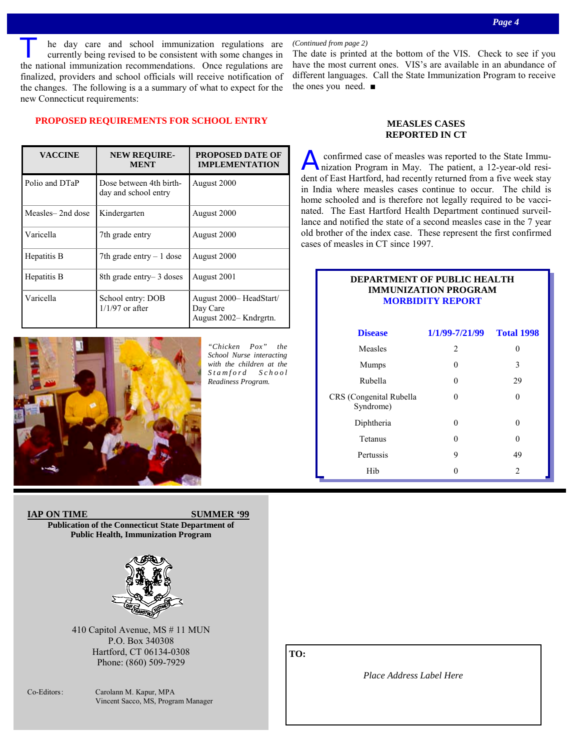The day care and school immunization regulations are currently being revised to be consistent with some changes in the national immunization recommendations. Once regulations are finalized, providers and school officials will receive notification of the changes. The following is a a summary of what to expect for the new Connecticut requirements:

**PROPOSED REQUIREMENTS FOR SCHOOL ENTRY**

| VACCINE | NEW REQUIRE-MENT | PROPOSED DATE OF IMPLEMENTATION |
|---|---|---|
| Polio and DTaP | Dose between 4th birthday and school entry | August 2000 |
| Measles– 2nd dose | Kindergarten | August 2000 |
| Varicella | 7th grade entry | August 2000 |
| Hepatitis B | 7th grade entry – 1 dose | August 2000 |
| Hepatitis B | 8th grade entry– 3 doses | August 2001 |
| Varicella | School entry: DOB 1/1/97 or after | August 2000– HeadStart/ Day Care<br>August 2002– Kndrgrtn. |

*"Chicken Pox" the School Nurse interacting with the children at the Stamford School Readiness Program.*

*(Continued from page 2)*

The date is printed at the bottom of the VIS. Check to see if you have the most current ones. VIS's are available in an abundance of different languages. Call the State Immunization Program to receive the ones you need. ■

## MEASLES CASES REPORTED IN CT

A confirmed case of measles was reported to the State Immunization Program in May. The patient, a 12-year-old resident of East Hartford, had recently returned from a five week stay in India where measles cases continue to occur. The child is home schooled and is therefore not legally required to be vaccinated. The East Hartford Health Department continued surveillance and notified the state of a second measles case in the 7 year old brother of the index case. These represent the first confirmed cases of measles in CT since 1997.

**DEPARTMENT OF PUBLIC HEALTH IMMUNIZATION PROGRAM**
**MORBIDITY REPORT**

| Disease | 1/1/99-7/21/99 | Total 1998 |
|---|---|---|
| Measles | 2 | 0 |
| Mumps | 0 | 3 |
| Rubella | 0 | 29 |
| CRS (Congenital Rubella Syndrome) | 0 | 0 |
| Diphtheria | 0 | 0 |
| Tetanus | 0 | 0 |
| Pertussis | 9 | 49 |
| Hib | 0 | 2 |

**IAP ON TIME** **SUMMER '99**

**Publication of the Connecticut State Department of Public Health, Immunization Program**

410 Capitol Avenue, MS # 11 MUN
P.O. Box 340308
Hartford, CT 06134-0308
Phone: (860) 509-7929

Co-Editors: Carolann M. Kapur, MPA
Vincent Sacco, MS, Program Manager

**TO:**

*Place Address Label Here*